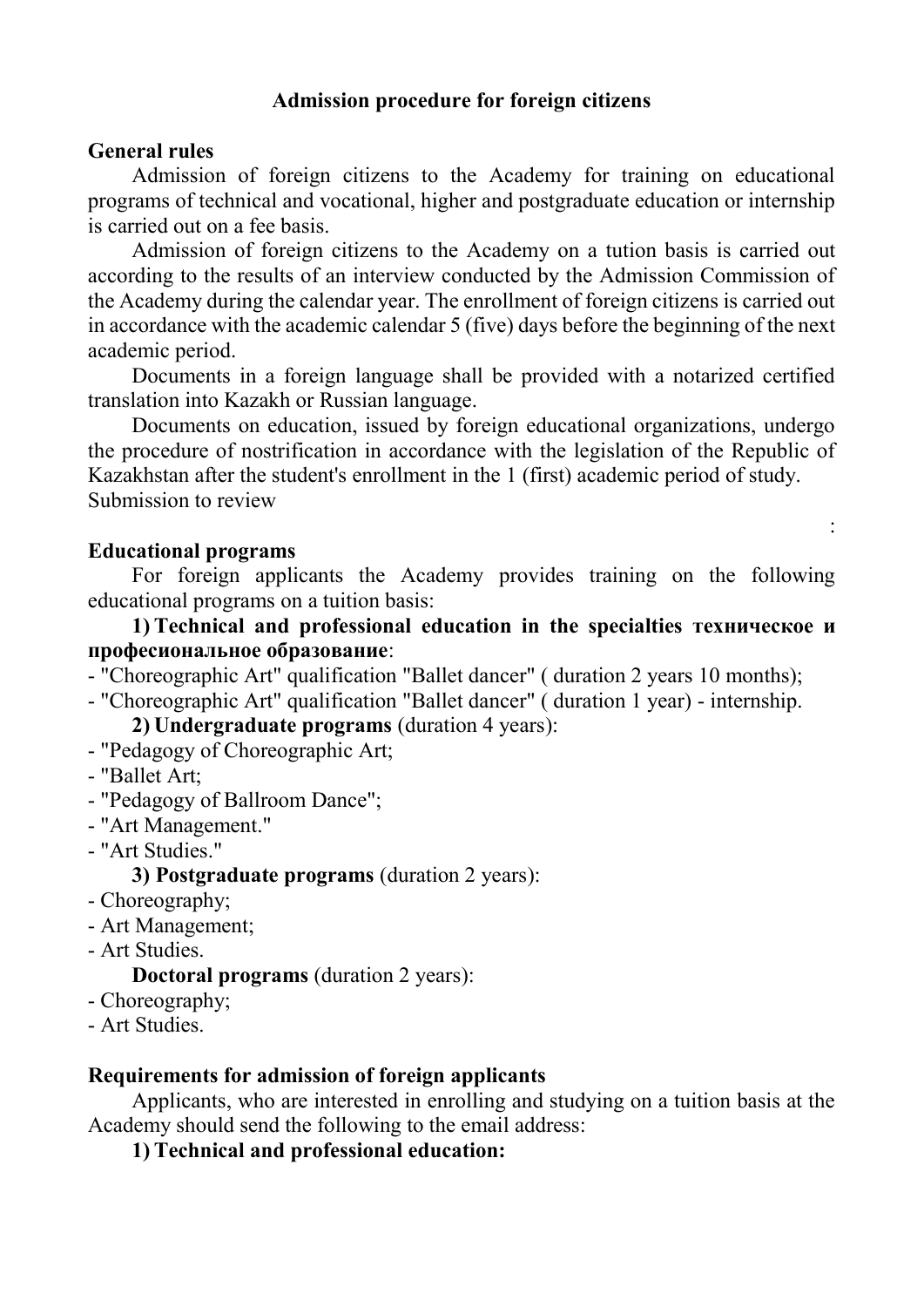## Admission procedure for foreign citizens

**General rules**

Admission of foreign citizens to the Academy for training on educational programs of technical and vocational, higher and postgraduate education or internship is carried out on a fee basis.

Admission of foreign citizens to the Academy on a tution basis is carried out according to the results of an interview conducted by the Admission Commission of the Academy during the calendar year. The enrollment of foreign citizens is carried out in accordance with the academic calendar 5 (five) days before the beginning of the next academic period.

Documents in a foreign language shall be provided with a notarized certified translation into Kazakh or Russian language.

Documents on education, issued by foreign educational organizations, undergo the procedure of nostrification in accordance with the legislation of the Republic of Kazakhstan after the student's enrollment in the 1 (first) academic period of study.
Submission to review

:

**Educational programs**

For foreign applicants the Academy provides training on the following educational programs on a tuition basis:

**1) Technical and professional education in the specialties техническое и професиональное образование**:

- "Choreographic Art" qualification "Ballet dancer" ( duration 2 years 10 months);
- "Choreographic Art" qualification "Ballet dancer" ( duration 1 year) - internship.

**2) Undergraduate programs** (duration 4 years):

- "Pedagogy of Choreographic Art;
- "Ballet Art;
- "Pedagogy of Ballroom Dance";
- "Art Management."
- "Art Studies."

**3) Postgraduate programs** (duration 2 years):

- Choreography;
- Art Management;
- Art Studies.

**Doctoral programs** (duration 2 years):

- Choreography;
- Art Studies.

**Requirements for admission of foreign applicants**

Applicants, who are interested in enrolling and studying on a tuition basis at the Academy should send the following to the email address:

**1) Technical and professional education:**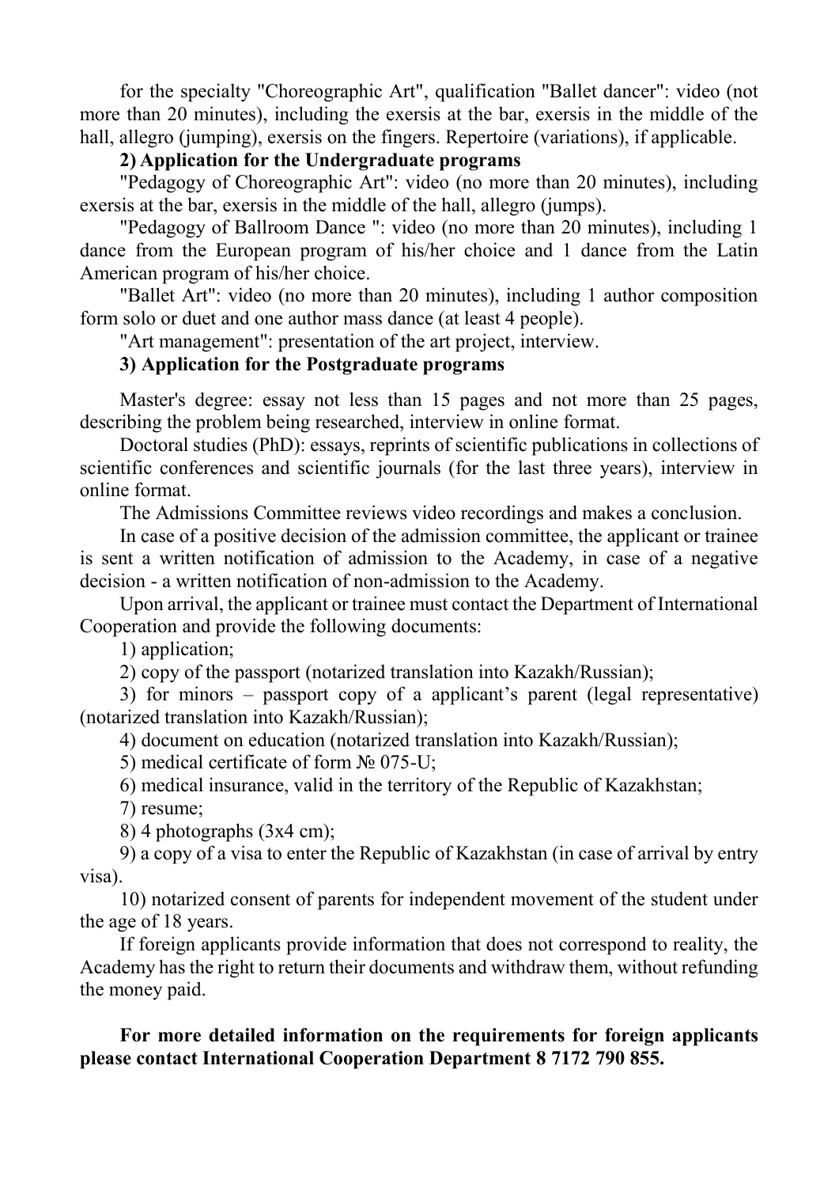for the specialty "Choreographic Art", qualification "Ballet dancer": video (not more than 20 minutes), including the exersis at the bar, exersis in the middle of the hall, allegro (jumping), exersis on the fingers. Repertoire (variations), if applicable.

**2) Application for the Undergraduate programs**

"Pedagogy of Choreographic Art": video (no more than 20 minutes), including exersis at the bar, exersis in the middle of the hall, allegro (jumps).

"Pedagogy of Ballroom Dance ": video (no more than 20 minutes), including 1 dance from the European program of his/her choice and 1 dance from the Latin American program of his/her choice.

"Ballet Art": video (no more than 20 minutes), including 1 author composition form solo or duet and one author mass dance (at least 4 people).

"Art management": presentation of the art project, interview.

**3) Application for the Postgraduate programs**

Master's degree: essay not less than 15 pages and not more than 25 pages, describing the problem being researched, interview in online format.

Doctoral studies (PhD): essays, reprints of scientific publications in collections of scientific conferences and scientific journals (for the last three years), interview in online format.

The Admissions Committee reviews video recordings and makes a conclusion.

In case of a positive decision of the admission committee, the applicant or trainee is sent a written notification of admission to the Academy, in case of a negative decision - a written notification of non-admission to the Academy.

Upon arrival, the applicant or trainee must contact the Department of International Cooperation and provide the following documents:

1) application;

2) copy of the passport (notarized translation into Kazakh/Russian);

3) for minors – passport copy of a applicant's parent (legal representative) (notarized translation into Kazakh/Russian);

4) document on education (notarized translation into Kazakh/Russian);

5) medical certificate of form № 075-U;

6) medical insurance, valid in the territory of the Republic of Kazakhstan;

7) resume;

8) 4 photographs (3x4 cm);

9) a copy of a visa to enter the Republic of Kazakhstan (in case of arrival by entry visa).

10) notarized consent of parents for independent movement of the student under the age of 18 years.

If foreign applicants provide information that does not correspond to reality, the Academy has the right to return their documents and withdraw them, without refunding the money paid.

**For more detailed information on the requirements for foreign applicants please contact International Cooperation Department 8 7172 790 855.**